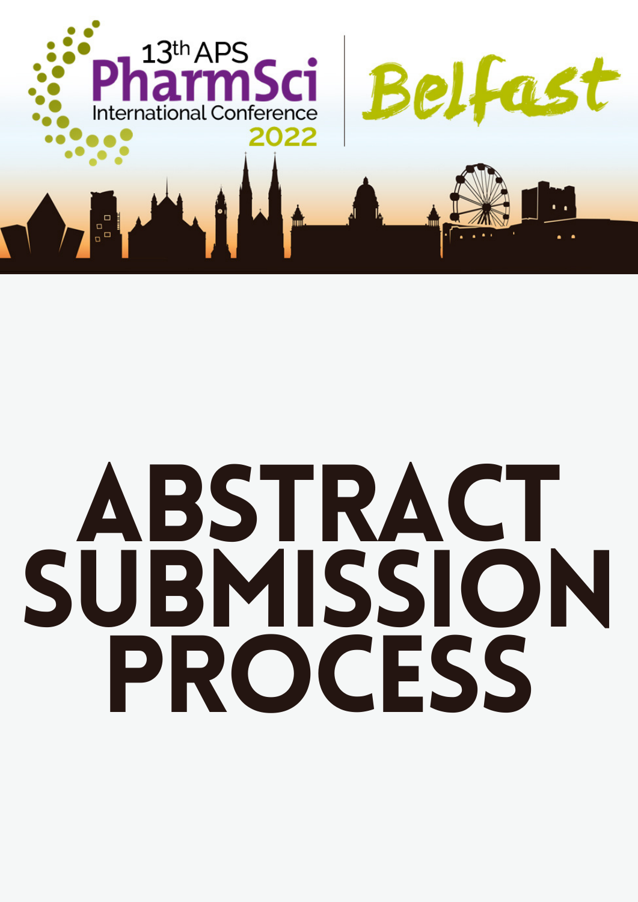13th APS PharmSci International Conference 2022 | Belfast

# ABSTRACT SUBMISSION PROCESS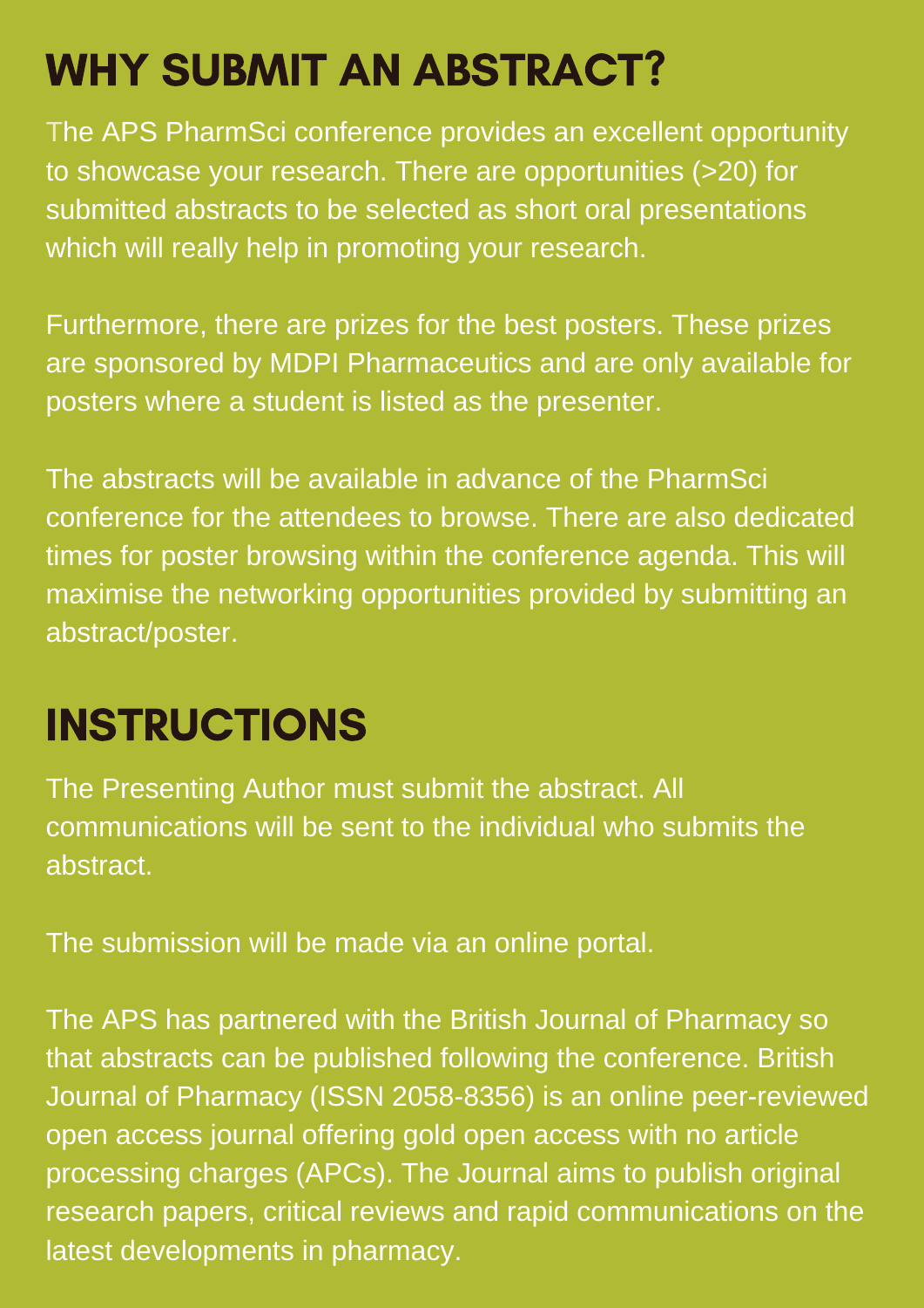# WHY SUBMIT AN ABSTRACT?

The APS PharmSci conference provides an excellent opportunity to showcase your research. There are opportunities (>20) for submitted abstracts to be selected as short oral presentations which will really help in promoting your research.

Furthermore, there are prizes for the best posters. These prizes are sponsored by MDPI Pharmaceutics and are only available for posters where a student is listed as the presenter.

The abstracts will be available in advance of the PharmSci conference for the attendees to browse. There are also dedicated times for poster browsing within the conference agenda. This will maximise the networking opportunities provided by submitting an abstract/poster.

# INSTRUCTIONS

The Presenting Author must submit the abstract. All communications will be sent to the individual who submits the abstract.

The submission will be made via an online portal.

The APS has partnered with the British Journal of Pharmacy so that abstracts can be published following the conference. British Journal of Pharmacy (ISSN 2058-8356) is an online peer-reviewed open access journal offering gold open access with no article processing charges (APCs). The Journal aims to publish original research papers, critical reviews and rapid communications on the latest developments in pharmacy.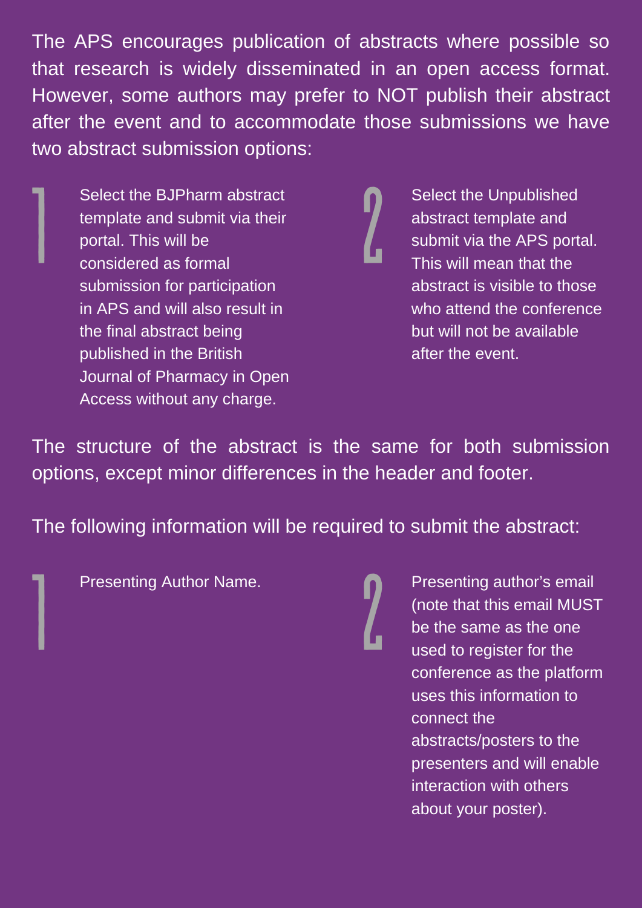The APS encourages publication of abstracts where possible so that research is widely disseminated in an open access format. However, some authors may prefer to NOT publish their abstract after the event and to accommodate those submissions we have two abstract submission options:

1. Select the BJPharm abstract template and submit via their portal. This will be considered as formal submission for participation in APS and will also result in the final abstract being published in the British Journal of Pharmacy in Open Access without any charge.
2. Select the Unpublished abstract template and submit via the APS portal. This will mean that the abstract is visible to those who attend the conference but will not be available after the event.

The structure of the abstract is the same for both submission options, except minor differences in the header and footer.

The following information will be required to submit the abstract:

1. Presenting Author Name.
2. Presenting author's email (note that this email MUST be the same as the one used to register for the conference as the platform uses this information to connect the abstracts/posters to the presenters and will enable interaction with others about your poster).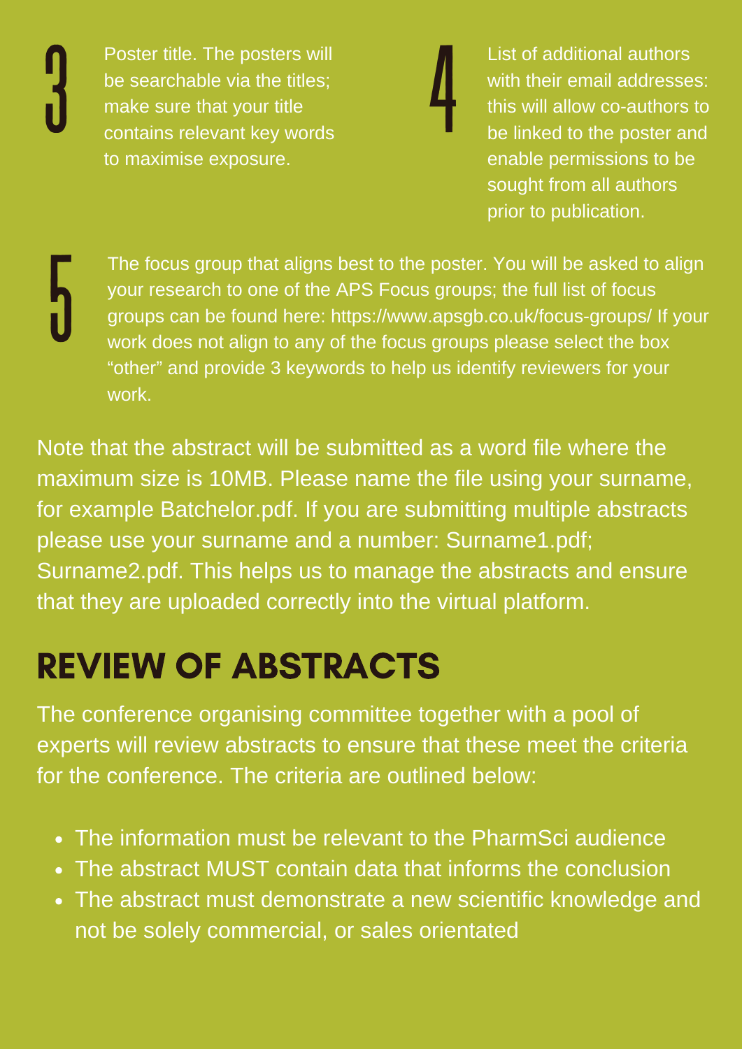3. Poster title. The posters will be searchable via the titles; make sure that your title contains relevant key words to maximise exposure.

4. List of additional authors with their email addresses: this will allow co-authors to be linked to the poster and enable permissions to be sought from all authors prior to publication.

5. The focus group that aligns best to the poster. You will be asked to align your research to one of the APS Focus groups; the full list of focus groups can be found here: https://www.apsgb.co.uk/focus-groups/ If your work does not align to any of the focus groups please select the box "other" and provide 3 keywords to help us identify reviewers for your work.

Note that the abstract will be submitted as a word file where the maximum size is 10MB. Please name the file using your surname, for example Batchelor.pdf. If you are submitting multiple abstracts please use your surname and a number: Surname1.pdf; Surname2.pdf. This helps us to manage the abstracts and ensure that they are uploaded correctly into the virtual platform.

## REVIEW OF ABSTRACTS

The conference organising committee together with a pool of experts will review abstracts to ensure that these meet the criteria for the conference. The criteria are outlined below:

- The information must be relevant to the PharmSci audience
- The abstract MUST contain data that informs the conclusion
- The abstract must demonstrate a new scientific knowledge and not be solely commercial, or sales orientated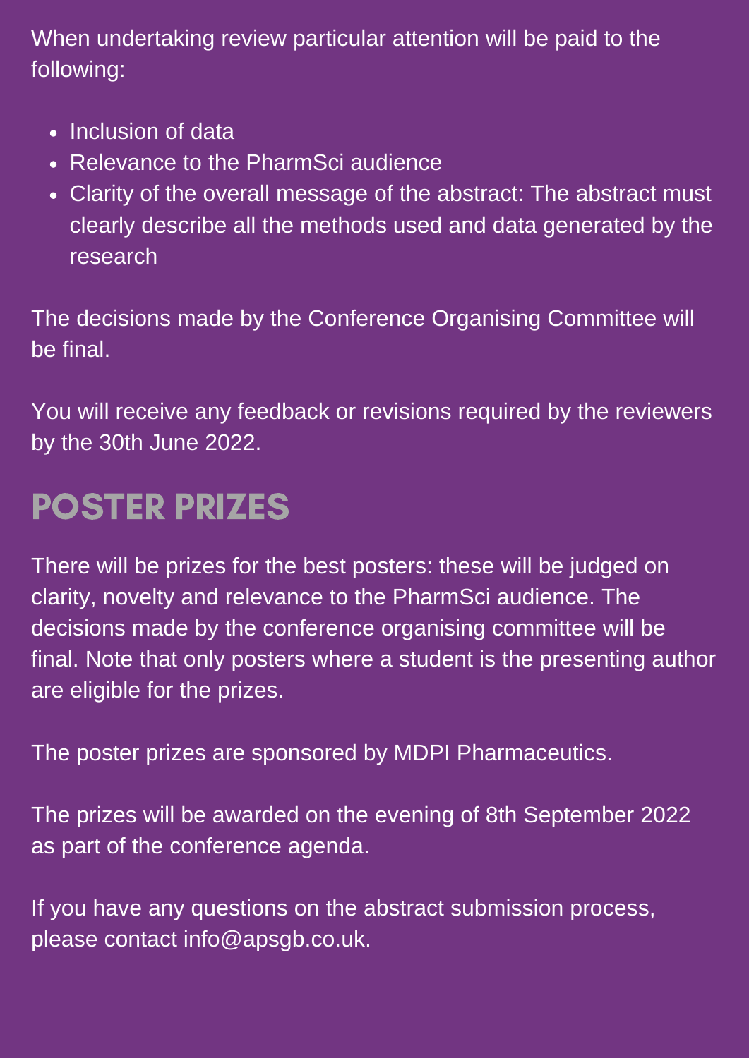When undertaking review particular attention will be paid to the following:

- Inclusion of data
- Relevance to the PharmSci audience
- Clarity of the overall message of the abstract: The abstract must clearly describe all the methods used and data generated by the research

The decisions made by the Conference Organising Committee will be final.

You will receive any feedback or revisions required by the reviewers by the 30th June 2022.

## POSTER PRIZES

There will be prizes for the best posters: these will be judged on clarity, novelty and relevance to the PharmSci audience. The decisions made by the conference organising committee will be final. Note that only posters where a student is the presenting author are eligible for the prizes.

The poster prizes are sponsored by MDPI Pharmaceutics.

The prizes will be awarded on the evening of 8th September 2022 as part of the conference agenda.

If you have any questions on the abstract submission process, please contact info@apsgb.co.uk.